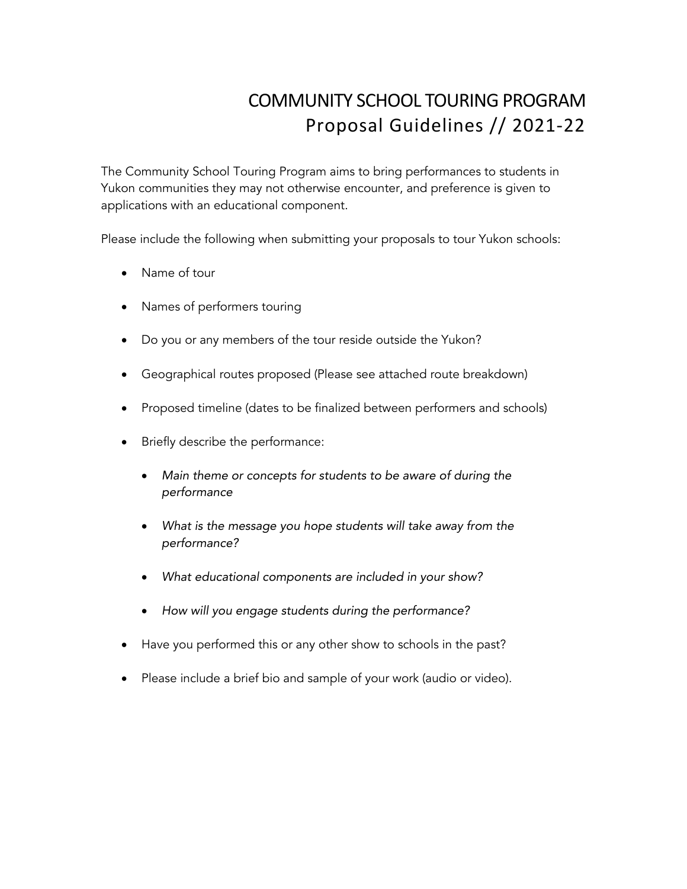# COMMUNITY SCHOOL TOURING PROGRAM

## Proposal Guidelines // 2021-22

The Community School Touring Program aims to bring performances to students in Yukon communities they may not otherwise encounter, and preference is given to applications with an educational component.

Please include the following when submitting your proposals to tour Yukon schools:

- Name of tour
- Names of performers touring
- Do you or any members of the tour reside outside the Yukon?
- Geographical routes proposed (Please see attached route breakdown)
- Proposed timeline (dates to be finalized between performers and schools)
- Briefly describe the performance:
  - *Main theme or concepts for students to be aware of during the performance*
  - *What is the message you hope students will take away from the performance?*
  - *What educational components are included in your show?*
  - *How will you engage students during the performance?*
- Have you performed this or any other show to schools in the past?
- Please include a brief bio and sample of your work (audio or video).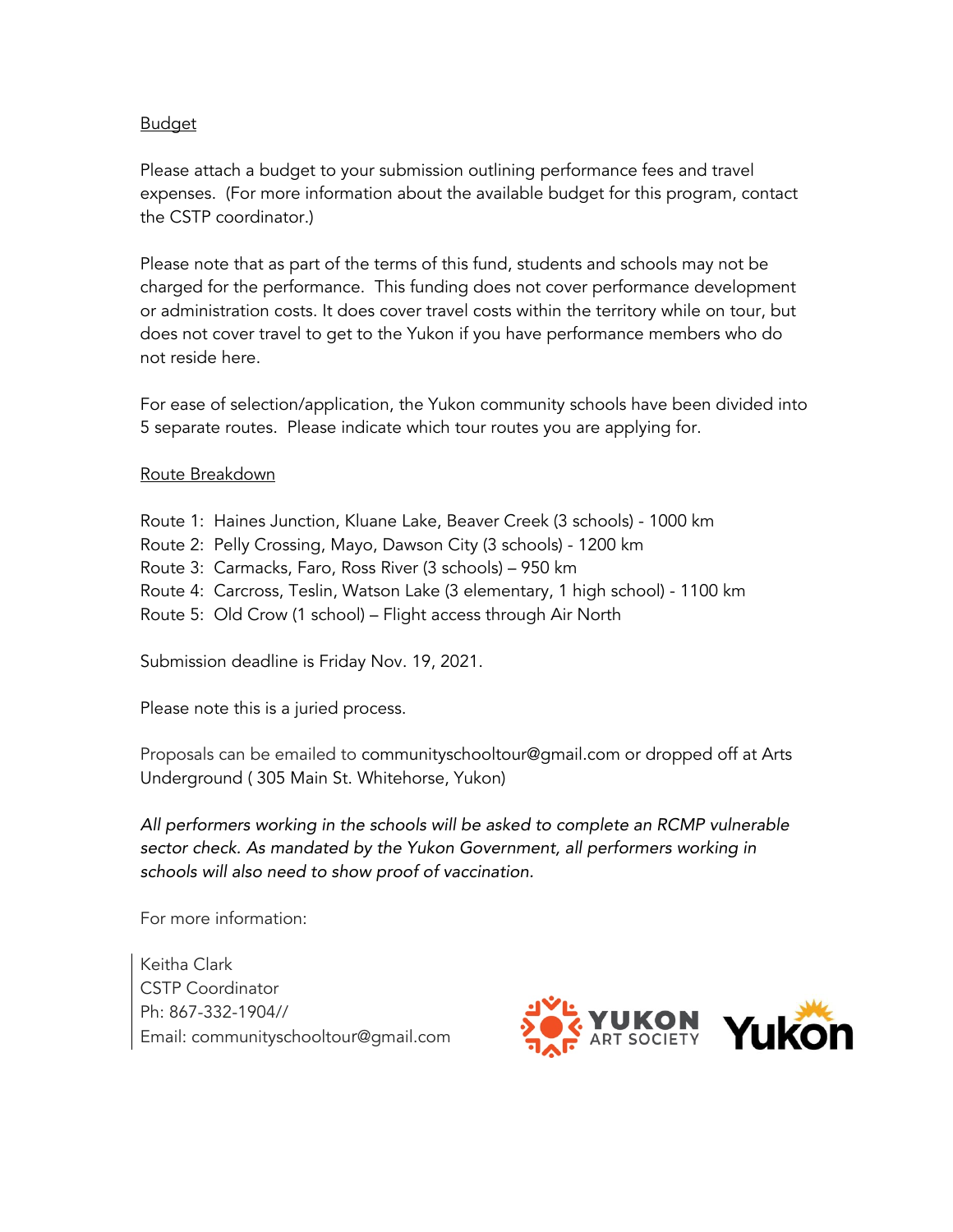Budget

Please attach a budget to your submission outlining performance fees and travel expenses. (For more information about the available budget for this program, contact the CSTP coordinator.)

Please note that as part of the terms of this fund, students and schools may not be charged for the performance. This funding does not cover performance development or administration costs. It does cover travel costs within the territory while on tour, but does not cover travel to get to the Yukon if you have performance members who do not reside here.

For ease of selection/application, the Yukon community schools have been divided into 5 separate routes. Please indicate which tour routes you are applying for.

Route Breakdown

Route 1: Haines Junction, Kluane Lake, Beaver Creek (3 schools) - 1000 km
Route 2: Pelly Crossing, Mayo, Dawson City (3 schools) - 1200 km
Route 3: Carmacks, Faro, Ross River (3 schools) – 950 km
Route 4: Carcross, Teslin, Watson Lake (3 elementary, 1 high school) - 1100 km
Route 5: Old Crow (1 school) – Flight access through Air North

Submission deadline is Friday Nov. 19, 2021.

Please note this is a juried process.

Proposals can be emailed to communityschooltour@gmail.com or dropped off at Arts Underground ( 305 Main St. Whitehorse, Yukon)

*All performers working in the schools will be asked to complete an RCMP vulnerable sector check. As mandated by the Yukon Government, all performers working in schools will also need to show proof of vaccination.*

For more information:

Keitha Clark
CSTP Coordinator
Ph: 867-332-1904//
Email: communityschooltour@gmail.com

YUKON ART SOCIETY

Yukon